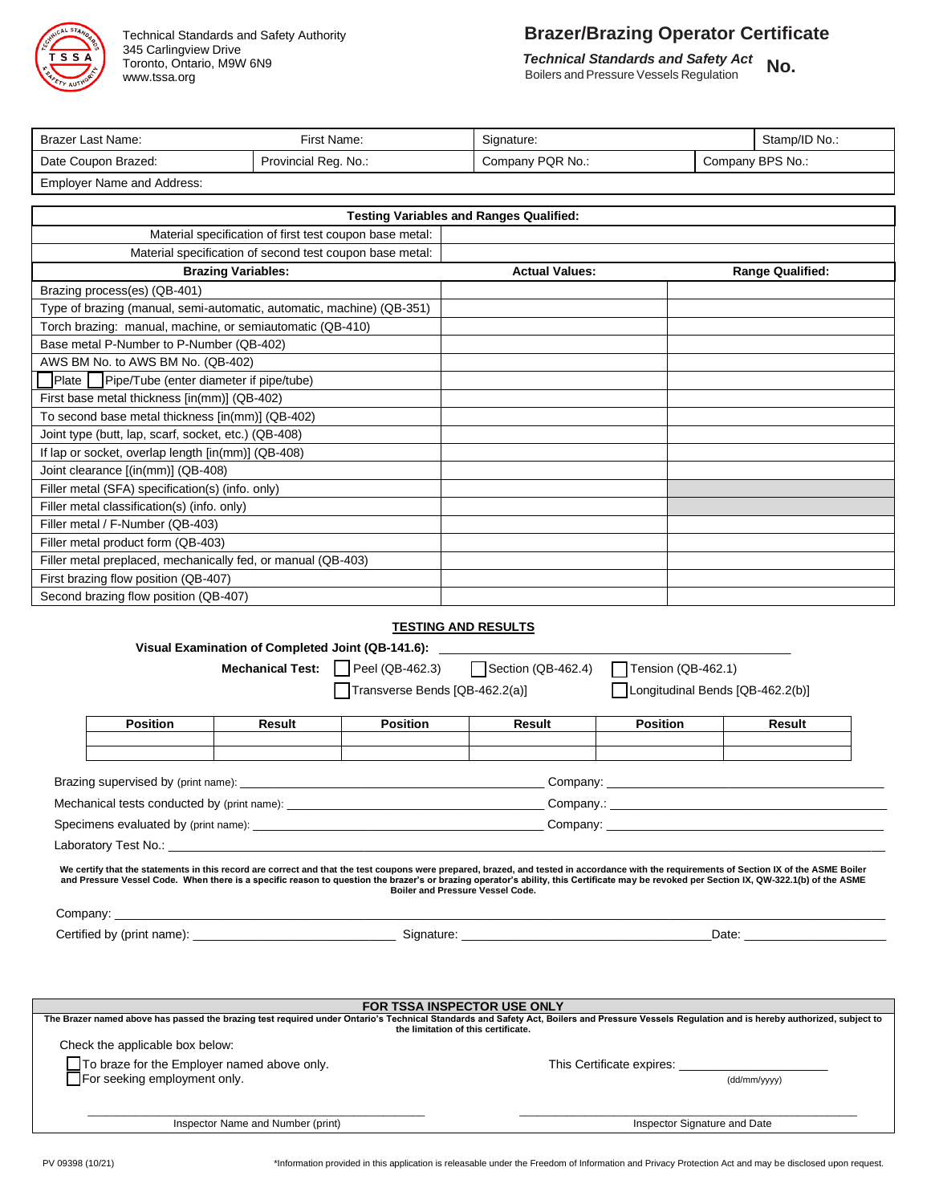Technical Standards and Safety Authority
345 Carlingview Drive
Toronto, Ontario, M9W 6N9
www.tssa.org

# Brazer/Brazing Operator Certificate

***Technical Standards and Safety Act***
Boilers and Pressure Vessels Regulation

**No.**

| Brazer Last Name: | First Name: | Signature: | | Stamp/ID No.: |
|---|---|---|---|---|
| Date Coupon Brazed: | Provincial Reg. No.: | Company PQR No.: | Company BPS No.: | |
| Employer Name and Address: | | | | |

| **Testing Variables and Ranges Qualified:** | | |
|---|---|---|
| Material specification of first test coupon base metal: | | |
| Material specification of second test coupon base metal: | | |
| **Brazing Variables:** | **Actual Values:** | **Range Qualified:** |
| Brazing process(es) (QB-401) | | |
| Type of brazing (manual, semi-automatic, automatic, machine) (QB-351) | | |
| Torch brazing: manual, machine, or semiautomatic (QB-410) | | |
| Base metal P-Number to P-Number (QB-402) | | |
| AWS BM No. to AWS BM No. (QB-402) | | |
| ☐ Plate ☐ Pipe/Tube (enter diameter if pipe/tube) | | |
| First base metal thickness [in(mm)] (QB-402) | | |
| To second base metal thickness [in(mm)] (QB-402) | | |
| Joint type (butt, lap, scarf, socket, etc.) (QB-408) | | |
| If lap or socket, overlap length [in(mm)] (QB-408) | | |
| Joint clearance [(in(mm)] (QB-408) | | |
| Filler metal (SFA) specification(s) (info. only) | | |
| Filler metal classification(s) (info. only) | | |
| Filler metal / F-Number (QB-403) | | |
| Filler metal product form (QB-403) | | |
| Filler metal preplaced, mechanically fed, or manual (QB-403) | | |
| First brazing flow position (QB-407) | | |
| Second brazing flow position (QB-407) | | |

## TESTING AND RESULTS

**Visual Examination of Completed Joint (QB-141.6):** ______________________________

**Mechanical Test:** ☐ Peel (QB-462.3) ☐ Section (QB-462.4) ☐ Tension (QB-462.1)
☐ Transverse Bends [QB-462.2(a)] ☐ Longitudinal Bends [QB-462.2(b)]

| Position | Result | Position | Result | Position | Result |
|---|---|---|---|---|---|
| | | | | | |
| | | | | | |

Brazing supervised by (print name): ______________________ Company: ______________________

Mechanical tests conducted by (print name): ______________________ Company.: ______________________

Specimens evaluated by (print name): ______________________ Company: ______________________

Laboratory Test No.: ______________________

**We certify that the statements in this record are correct and that the test coupons were prepared, brazed, and tested in accordance with the requirements of Section IX of the ASME Boiler and Pressure Vessel Code. When there is a specific reason to question the brazer's or brazing operator's ability, this Certificate may be revoked per Section IX, QW-322.1(b) of the ASME Boiler and Pressure Vessel Code.**

Company: ______________________

Certified by (print name): ______________________ Signature: ______________________ Date: ______________________

**FOR TSSA INSPECTOR USE ONLY**

**The Brazer named above has passed the brazing test required under Ontario's Technical Standards and Safety Act, Boilers and Pressure Vessels Regulation and is hereby authorized, subject to the limitation of this certificate.**

Check the applicable box below:

☐ To braze for the Employer named above only.
☐ For seeking employment only.

This Certificate expires: ______________________ (dd/mm/yyyy)

______________________ Inspector Name and Number (print)

______________________ Inspector Signature and Date

PV 09398 (10/21)

*Information provided in this application is releasable under the Freedom of Information and Privacy Protection Act and may be disclosed upon request.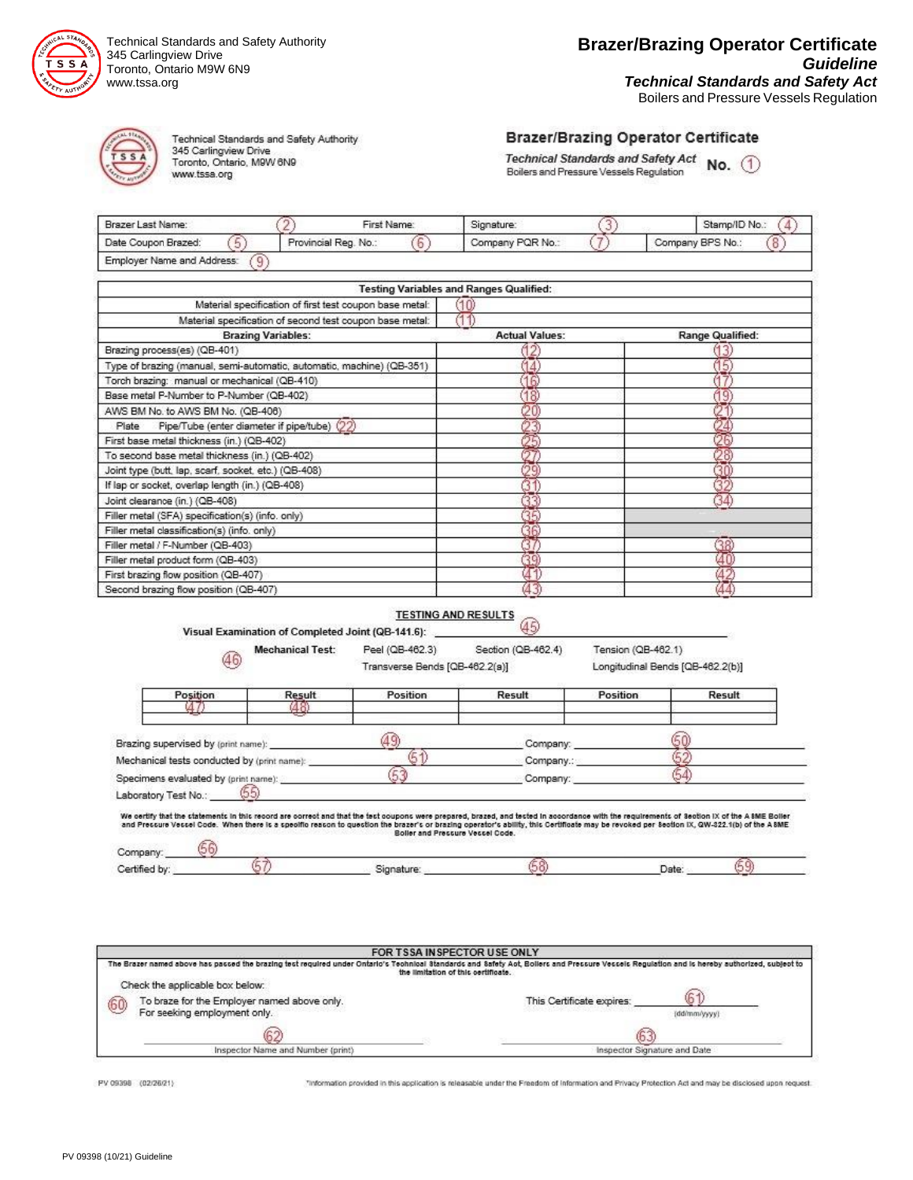Technical Standards and Safety Authority
345 Carlingview Drive
Toronto, Ontario M9W 6N9
www.tssa.org

# Brazer/Brazing Operator Certificate

***Guideline***

***Technical Standards and Safety Act***

Boilers and Pressure Vessels Regulation

Technical Standards and Safety Authority
345 Carlingview Drive
Toronto, Ontario, M9W 6N9
www.tssa.org

## Brazer/Brazing Operator Certificate

***Technical Standards and Safety Act***
Boilers and Pressure Vessels Regulation

**No.** (1)

| Brazer Last Name: (2) | First Name: | Signature: (3) | Stamp/ID No.: (4) |
|---|---|---|---|
| Date Coupon Brazed: (5) | Provincial Reg. No.: (6) | Company PQR No.: (7) | Company BPS No.: (8) |
| Employer Name and Address: (9) | | | |

| **Testing Variables and Ranges Qualified:** | | |
|---|---|---|
| Material specification of first test coupon base metal: | (10) | |
| Material specification of second test coupon base metal: | (11) | |
| **Brazing Variables:** | **Actual Values:** | **Range Qualified:** |
| Brazing process(es) (QB-401) | (12) | (13) |
| Type of brazing (manual, semi-automatic, automatic, machine) (QB-351) | (14) | (15) |
| Torch brazing: manual or mechanical (QB-410) | (16) | (17) |
| Base metal P-Number to P-Number (QB-402) | (18) | (19) |
| AWS BM No. to AWS BM No. (QB-406) | (20) | (21) |
| Plate Pipe/Tube (enter diameter if pipe/tube) (22) | (23) | (24) |
| First base metal thickness (in.) (QB-402) | (25) | (26) |
| To second base metal thickness (in.) (QB-402) | (27) | (28) |
| Joint type (butt, lap, scarf, socket, etc.) (QB-408) | (29) | (30) |
| If lap or socket, overlap length (in.) (QB-408) | (31) | (32) |
| Joint clearance (in.) (QB-408) | (33) | (34) |
| Filler metal (SFA) specification(s) (info. only) | (35) | |
| Filler metal classification(s) (info. only) | (36) | |
| Filler metal / F-Number (QB-403) | (37) | (38) |
| Filler metal product form (QB-403) | (39) | (40) |
| First brazing flow position (QB-407) | (41) | (42) |
| Second brazing flow position (QB-407) | (43) | (44) |

### TESTING AND RESULTS

**Visual Examination of Completed Joint (QB-141.6):** (45)

(46) **Mechanical Test:** Peel (QB-462.3) Section (QB-462.4) Tension (QB-462.1) Transverse Bends [QB-462.2(a)] Longitudinal Bends [QB-462.2(b)]

| Position | Result | Position | Result | Position | Result |
|---|---|---|---|---|---|
| (47) | (48) | | | | |
| | | | | | |

Brazing supervised by (print name): (49) Company: (50)

Mechanical tests conducted by (print name): (51) Company.: (52)

Specimens evaluated by (print name): (53) Company: (54)

Laboratory Test No.: (55)

We certify that the statements in this record are correct and that the test coupons were prepared, brazed, and tested in accordance with the requirements of Section IX of the ASME Boiler and Pressure Vessel Code. When there is a specific reason to question the brazer's or brazing operator's ability, this Certificate may be revoked per Section IX, QW-322.1(b) of the ASME Boiler and Pressure Vessel Code.

Company: (56)

Certified by: (57) Signature: (58) Date: (59)

| FOR TSSA INSPECTOR USE ONLY |
|---|
| The Brazer named above has passed the brazing test required under Ontario's Technical Standards and Safety Act, Boilers and Pressure Vessels Regulation and is hereby authorized, subject to the limitation of this certificate. |

Check the applicable box below:

(60) To braze for the Employer named above only.
For seeking employment only.

This Certificate expires: (61) (dd/mm/yyyy)

(62) Inspector Name and Number (print)

(63) Inspector Signature and Date

PV 09398 (02/26/21)

*Information provided in this application is releasable under the Freedom of Information and Privacy Protection Act and may be disclosed upon request.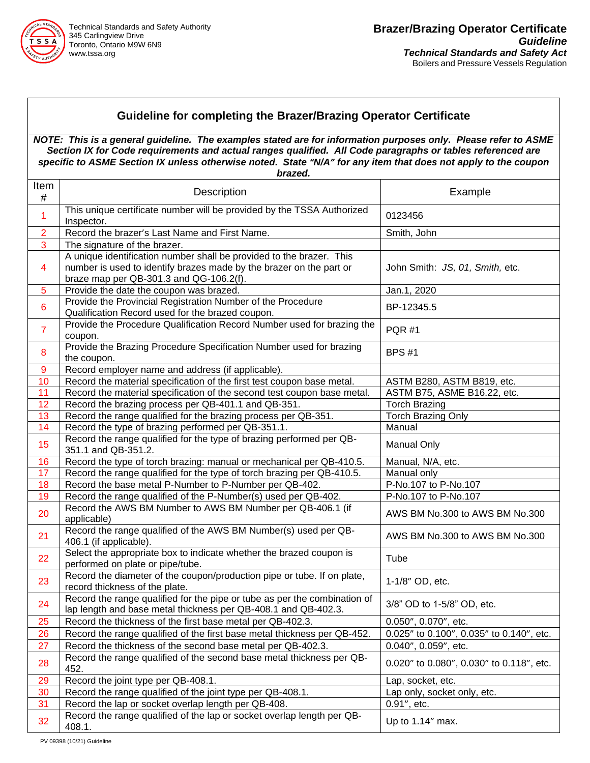## Guideline for completing the Brazer/Brazing Operator Certificate

***NOTE: This is a general guideline. The examples stated are for information purposes only. Please refer to ASME Section IX for Code requirements and actual ranges qualified. All Code paragraphs or tables referenced are specific to ASME Section IX unless otherwise noted. State "N/A" for any item that does not apply to the coupon brazed.***

| Item # | Description | Example |
|---|---|---|
| 1 | This unique certificate number will be provided by the TSSA Authorized Inspector. | 0123456 |
| 2 | Record the brazer's Last Name and First Name. | Smith, John |
| 3 | The signature of the brazer. | |
| 4 | A unique identification number shall be provided to the brazer. This number is used to identify brazes made by the brazer on the part or braze map per QB-301.3 and QG-106.2(f). | John Smith: *JS, 01, Smith,* etc. |
| 5 | Provide the date the coupon was brazed. | Jan.1, 2020 |
| 6 | Provide the Provincial Registration Number of the Procedure Qualification Record used for the brazed coupon. | BP-12345.5 |
| 7 | Provide the Procedure Qualification Record Number used for brazing the coupon. | PQR #1 |
| 8 | Provide the Brazing Procedure Specification Number used for brazing the coupon. | BPS #1 |
| 9 | Record employer name and address (if applicable). | |
| 10 | Record the material specification of the first test coupon base metal. | ASTM B280, ASTM B819, etc. |
| 11 | Record the material specification of the second test coupon base metal. | ASTM B75, ASME B16.22, etc. |
| 12 | Record the brazing process per QB-401.1 and QB-351. | Torch Brazing |
| 13 | Record the range qualified for the brazing process per QB-351. | Torch Brazing Only |
| 14 | Record the type of brazing performed per QB-351.1. | Manual |
| 15 | Record the range qualified for the type of brazing performed per QB-351.1 and QB-351.2. | Manual Only |
| 16 | Record the type of torch brazing: manual or mechanical per QB-410.5. | Manual, N/A, etc. |
| 17 | Record the range qualified for the type of torch brazing per QB-410.5. | Manual only |
| 18 | Record the base metal P-Number to P-Number per QB-402. | P-No.107 to P-No.107 |
| 19 | Record the range qualified of the P-Number(s) used per QB-402. | P-No.107 to P-No.107 |
| 20 | Record the AWS BM Number to AWS BM Number per QB-406.1 (if applicable) | AWS BM No.300 to AWS BM No.300 |
| 21 | Record the range qualified of the AWS BM Number(s) used per QB-406.1 (if applicable). | AWS BM No.300 to AWS BM No.300 |
| 22 | Select the appropriate box to indicate whether the brazed coupon is performed on plate or pipe/tube. | Tube |
| 23 | Record the diameter of the coupon/production pipe or tube. If on plate, record thickness of the plate. | 1-1/8″ OD, etc. |
| 24 | Record the range qualified for the pipe or tube as per the combination of lap length and base metal thickness per QB-408.1 and QB-402.3. | 3/8" OD to 1-5/8" OD, etc. |
| 25 | Record the thickness of the first base metal per QB-402.3. | 0.050″, 0.070″, etc. |
| 26 | Record the range qualified of the first base metal thickness per QB-452. | 0.025″ to 0.100″, 0.035″ to 0.140″, etc. |
| 27 | Record the thickness of the second base metal per QB-402.3. | 0.040″, 0.059″, etc. |
| 28 | Record the range qualified of the second base metal thickness per QB-452. | 0.020″ to 0.080″, 0.030″ to 0.118″, etc. |
| 29 | Record the joint type per QB-408.1. | Lap, socket, etc. |
| 30 | Record the range qualified of the joint type per QB-408.1. | Lap only, socket only, etc. |
| 31 | Record the lap or socket overlap length per QB-408. | 0.91″, etc. |
| 32 | Record the range qualified of the lap or socket overlap length per QB-408.1. | Up to 1.14″ max. |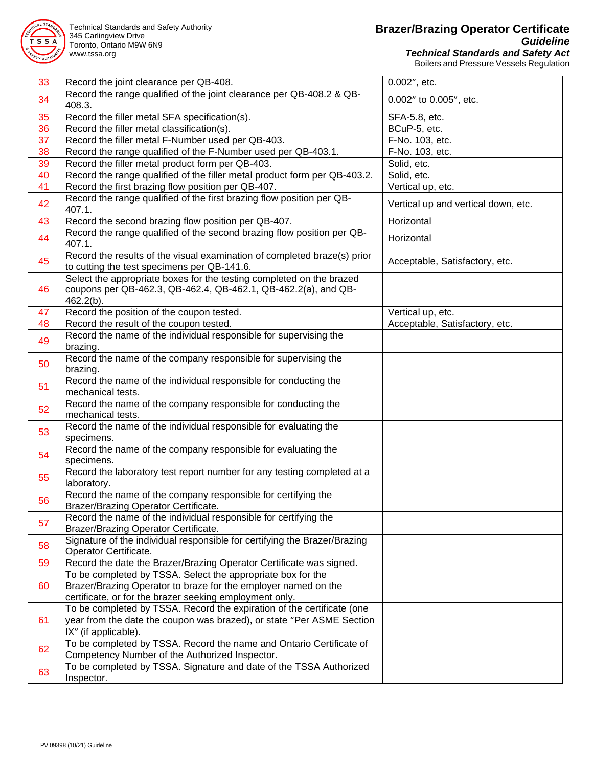| | | |
|---|---|---|
| 33 | Record the joint clearance per QB-408. | 0.002″, etc. |
| 34 | Record the range qualified of the joint clearance per QB-408.2 & QB-408.3. | 0.002″ to 0.005″, etc. |
| 35 | Record the filler metal SFA specification(s). | SFA-5.8, etc. |
| 36 | Record the filler metal classification(s). | BCuP-5, etc. |
| 37 | Record the filler metal F-Number used per QB-403. | F-No. 103, etc. |
| 38 | Record the range qualified of the F-Number used per QB-403.1. | F-No. 103, etc. |
| 39 | Record the filler metal product form per QB-403. | Solid, etc. |
| 40 | Record the range qualified of the filler metal product form per QB-403.2. | Solid, etc. |
| 41 | Record the first brazing flow position per QB-407. | Vertical up, etc. |
| 42 | Record the range qualified of the first brazing flow position per QB-407.1. | Vertical up and vertical down, etc. |
| 43 | Record the second brazing flow position per QB-407. | Horizontal |
| 44 | Record the range qualified of the second brazing flow position per QB-407.1. | Horizontal |
| 45 | Record the results of the visual examination of completed braze(s) prior to cutting the test specimens per QB-141.6. | Acceptable, Satisfactory, etc. |
| 46 | Select the appropriate boxes for the testing completed on the brazed coupons per QB-462.3, QB-462.4, QB-462.1, QB-462.2(a), and QB-462.2(b). | |
| 47 | Record the position of the coupon tested. | Vertical up, etc. |
| 48 | Record the result of the coupon tested. | Acceptable, Satisfactory, etc. |
| 49 | Record the name of the individual responsible for supervising the brazing. | |
| 50 | Record the name of the company responsible for supervising the brazing. | |
| 51 | Record the name of the individual responsible for conducting the mechanical tests. | |
| 52 | Record the name of the company responsible for conducting the mechanical tests. | |
| 53 | Record the name of the individual responsible for evaluating the specimens. | |
| 54 | Record the name of the company responsible for evaluating the specimens. | |
| 55 | Record the laboratory test report number for any testing completed at a laboratory. | |
| 56 | Record the name of the company responsible for certifying the Brazer/Brazing Operator Certificate. | |
| 57 | Record the name of the individual responsible for certifying the Brazer/Brazing Operator Certificate. | |
| 58 | Signature of the individual responsible for certifying the Brazer/Brazing Operator Certificate. | |
| 59 | Record the date the Brazer/Brazing Operator Certificate was signed. | |
| 60 | To be completed by TSSA. Select the appropriate box for the Brazer/Brazing Operator to braze for the employer named on the certificate, or for the brazer seeking employment only. | |
| 61 | To be completed by TSSA. Record the expiration of the certificate (one year from the date the coupon was brazed), or state "Per ASME Section IX" (if applicable). | |
| 62 | To be completed by TSSA. Record the name and Ontario Certificate of Competency Number of the Authorized Inspector. | |
| 63 | To be completed by TSSA. Signature and date of the TSSA Authorized Inspector. | |